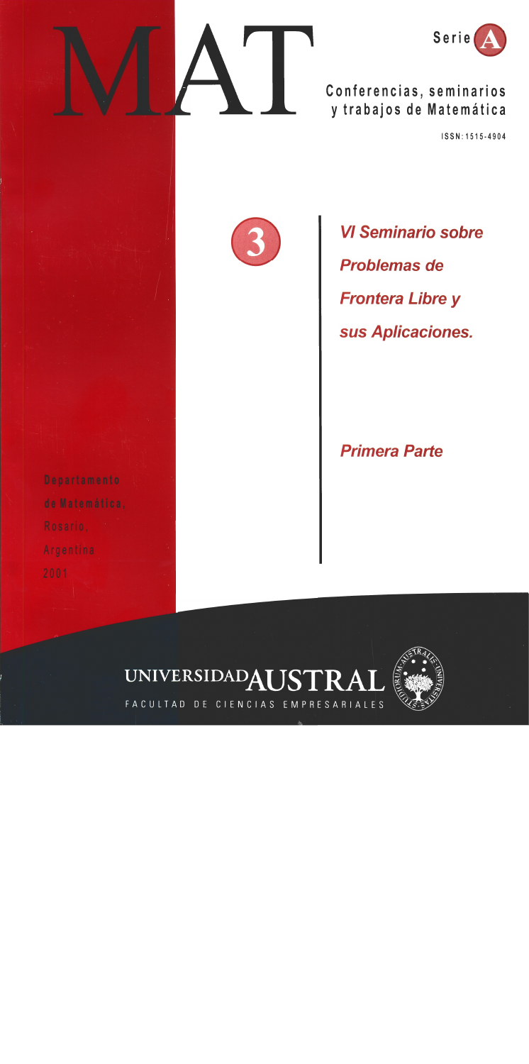# MAT

Serie A

Conferencias, seminarios y trabajos de Matemática

ISSN: 1515-4904

3

*VI Seminario sobre Problemas de Frontera Libre y sus Aplicaciones.*

*Primera Parte*

Departamento de Matemática, Rosario, Argentina 2001

UNIVERSIDAD AUSTRAL

FACULTAD DE CIENCIAS EMPRESARIALES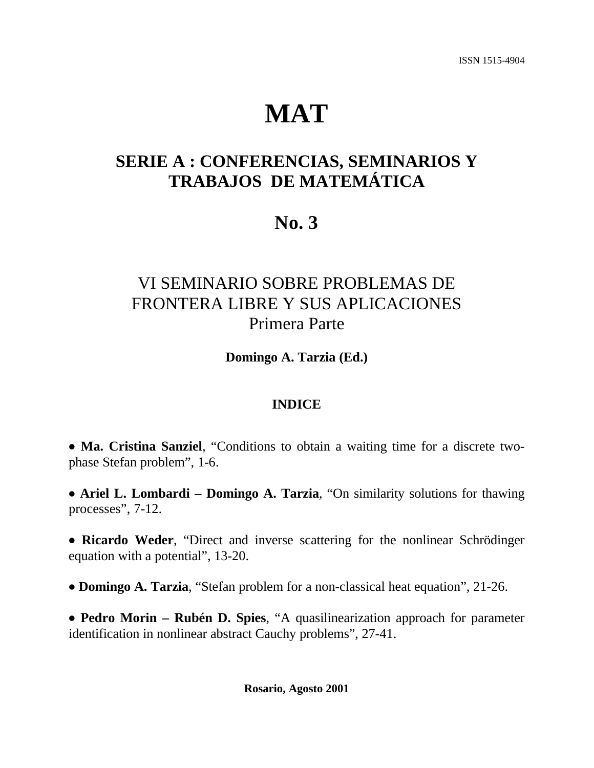ISSN 1515-4904

# MAT

## SERIE A : CONFERENCIAS, SEMINARIOS Y TRABAJOS DE MATEMÁTICA

## No. 3

### VI SEMINARIO SOBRE PROBLEMAS DE FRONTERA LIBRE Y SUS APLICACIONES
### Primera Parte

**Domingo A. Tarzia (Ed.)**

**INDICE**

- **Ma. Cristina Sanziel**, "Conditions to obtain a waiting time for a discrete two-phase Stefan problem", 1-6.

- **Ariel L. Lombardi – Domingo A. Tarzia**, "On similarity solutions for thawing processes", 7-12.

- **Ricardo Weder**, "Direct and inverse scattering for the nonlinear Schrödinger equation with a potential", 13-20.

- **Domingo A. Tarzia**, "Stefan problem for a non-classical heat equation", 21-26.

- **Pedro Morin – Rubén D. Spies**, "A quasilinearization approach for parameter identification in nonlinear abstract Cauchy problems", 27-41.

**Rosario, Agosto 2001**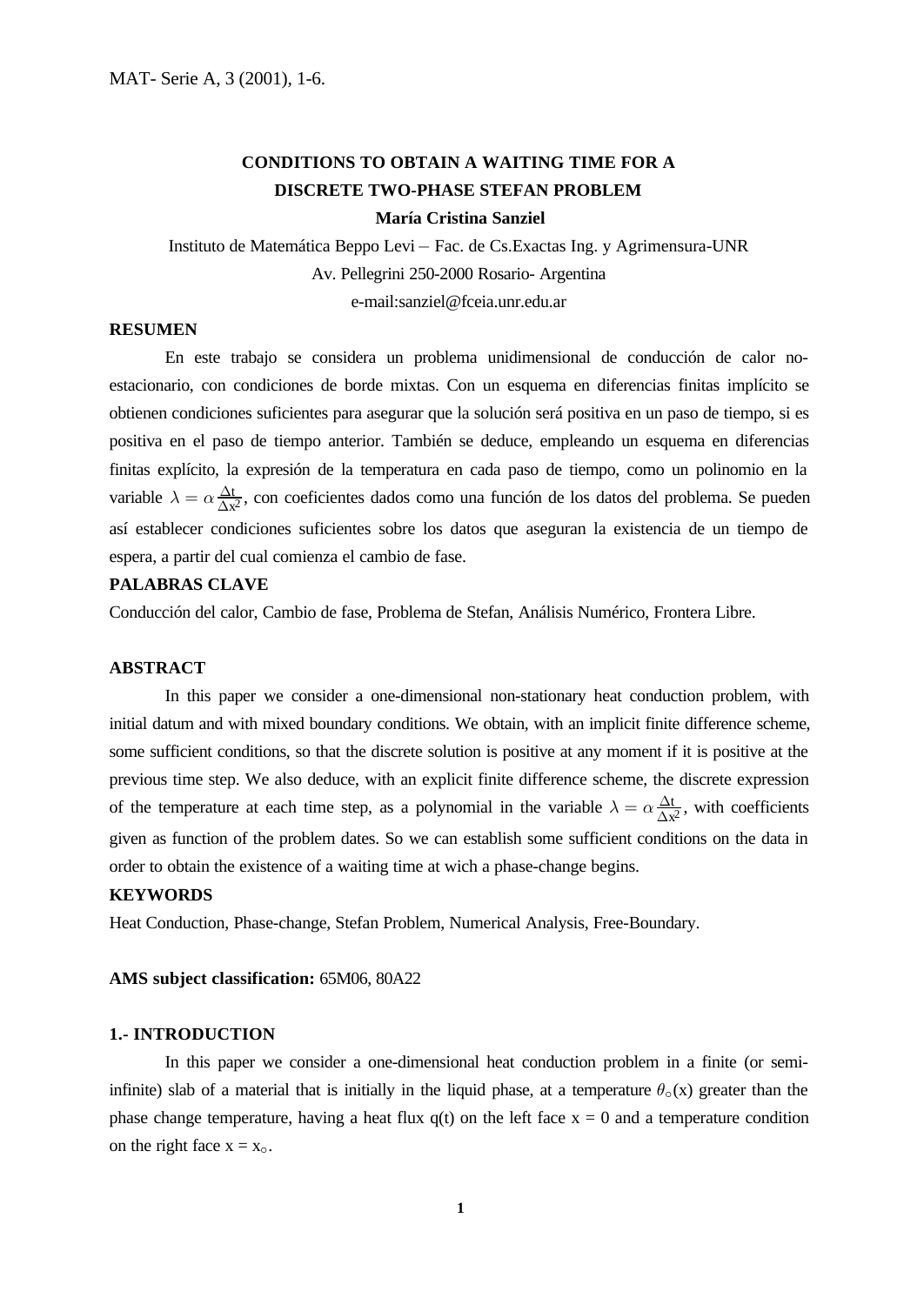# CONDITIONS TO OBTAIN A WAITING TIME FOR A DISCRETE TWO-PHASE STEFAN PROBLEM

**María Cristina Sanziel**

Instituto de Matemática Beppo Levi – Fac. de Cs.Exactas Ing. y Agrimensura-UNR
Av. Pellegrini 250-2000 Rosario- Argentina
e-mail:sanziel@fceia.unr.edu.ar

**RESUMEN**

En este trabajo se considera un problema unidimensional de conducción de calor no-estacionario, con condiciones de borde mixtas. Con un esquema en diferencias finitas implícito se obtienen condiciones suficientes para asegurar que la solución será positiva en un paso de tiempo, si es positiva en el paso de tiempo anterior. También se deduce, empleando un esquema en diferencias finitas explícito, la expresión de la temperatura en cada paso de tiempo, como un polinomio en la variable $\lambda = \alpha \frac{\Delta t}{\Delta x^2}$, con coeficientes dados como una función de los datos del problema. Se pueden así establecer condiciones suficientes sobre los datos que aseguran la existencia de un tiempo de espera, a partir del cual comienza el cambio de fase.

**PALABRAS CLAVE**

Conducción del calor, Cambio de fase, Problema de Stefan, Análisis Numérico, Frontera Libre.

**ABSTRACT**

In this paper we consider a one-dimensional non-stationary heat conduction problem, with initial datum and with mixed boundary conditions. We obtain, with an implicit finite difference scheme, some sufficient conditions, so that the discrete solution is positive at any moment if it is positive at the previous time step. We also deduce, with an explicit finite difference scheme, the discrete expression of the temperature at each time step, as a polynomial in the variable $\lambda = \alpha \frac{\Delta t}{\Delta x^2}$, with coefficients given as function of the problem dates. So we can establish some sufficient conditions on the data in order to obtain the existence of a waiting time at wich a phase-change begins.

**KEYWORDS**

Heat Conduction, Phase-change, Stefan Problem, Numerical Analysis, Free-Boundary.

**AMS subject classification:** 65M06, 80A22

## 1.- INTRODUCTION

In this paper we consider a one-dimensional heat conduction problem in a finite (or semi-infinite) slab of a material that is initially in the liquid phase, at a temperature $\theta_\circ(x)$ greater than the phase change temperature, having a heat flux q(t) on the left face x = 0 and a temperature condition on the right face $x = x_\circ$.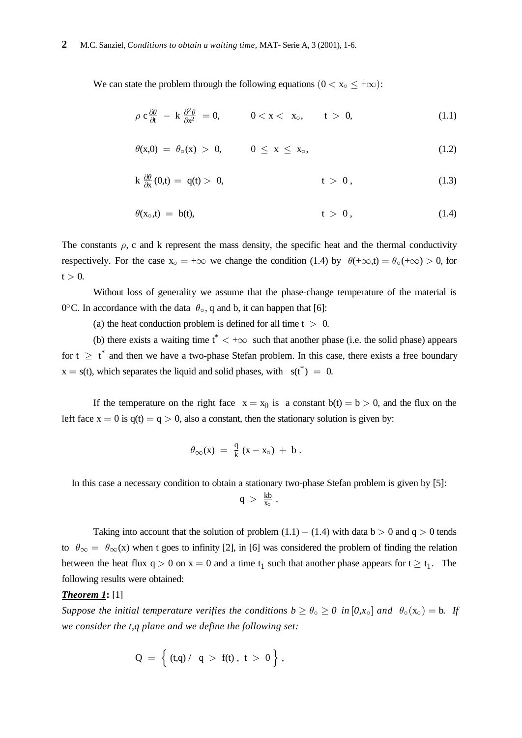We can state the problem through the following equations $(0 < x_\circ \leq +\infty)$:

$$\rho\, c \frac{\partial \theta}{\partial t} - k \frac{\partial^2 \theta}{\partial x^2} = 0, \qquad 0 < x < x_\circ, \qquad t > 0, \tag{1.1}$$

$$\theta(x,0) = \theta_\circ(x) > 0, \qquad 0 \leq x \leq x_\circ, \tag{1.2}$$

$$k \frac{\partial \theta}{\partial x}(0,t) = q(t) > 0, \qquad t > 0, \tag{1.3}$$

$$\theta(x_\circ,t) = b(t), \qquad t > 0, \tag{1.4}$$

The constants $\rho$, c and k represent the mass density, the specific heat and the thermal conductivity respectively. For the case $x_\circ = +\infty$ we change the condition (1.4) by $\theta(+\infty,t) = \theta_\circ(+\infty) > 0$, for $t > 0$.

Without loss of generality we assume that the phase-change temperature of the material is $0°$C. In accordance with the data $\theta_\circ$, q and b, it can happen that [6]:

(a) the heat conduction problem is defined for all time $t > 0$.

(b) there exists a waiting time $t^* < +\infty$ such that another phase (i.e. the solid phase) appears for $t \geq t^*$ and then we have a two-phase Stefan problem. In this case, there exists a free boundary $x = s(t)$, which separates the liquid and solid phases, with $s(t^*) = 0$.

If the temperature on the right face $x = x_0$ is a constant $b(t) = b > 0$, and the flux on the left face $x = 0$ is $q(t) = q > 0$, also a constant, then the stationary solution is given by:

$$\theta_\infty(x) = \frac{q}{k}(x - x_\circ) + b\,.$$

In this case a necessary condition to obtain a stationary two-phase Stefan problem is given by [5]:

$$q > \frac{kb}{x_\circ}\,.$$

Taking into account that the solution of problem (1.1) – (1.4) with data $b > 0$ and $q > 0$ tends to $\theta_\infty = \theta_\infty(x)$ when t goes to infinity [2], in [6] was considered the problem of finding the relation between the heat flux $q > 0$ on $x = 0$ and a time $t_1$ such that another phase appears for $t \geq t_1$. The following results were obtained:

***Theorem 1*:** [1]

*Suppose the initial temperature verifies the conditions $b \geq \theta_\circ \geq 0$ in $[0,x_\circ]$ and $\theta_\circ(x_\circ) = b$. If we consider the t,q plane and we define the following set:*

$$Q = \left\{ (t,q) \,/\; q > f(t)\,,\; t > 0 \right\},$$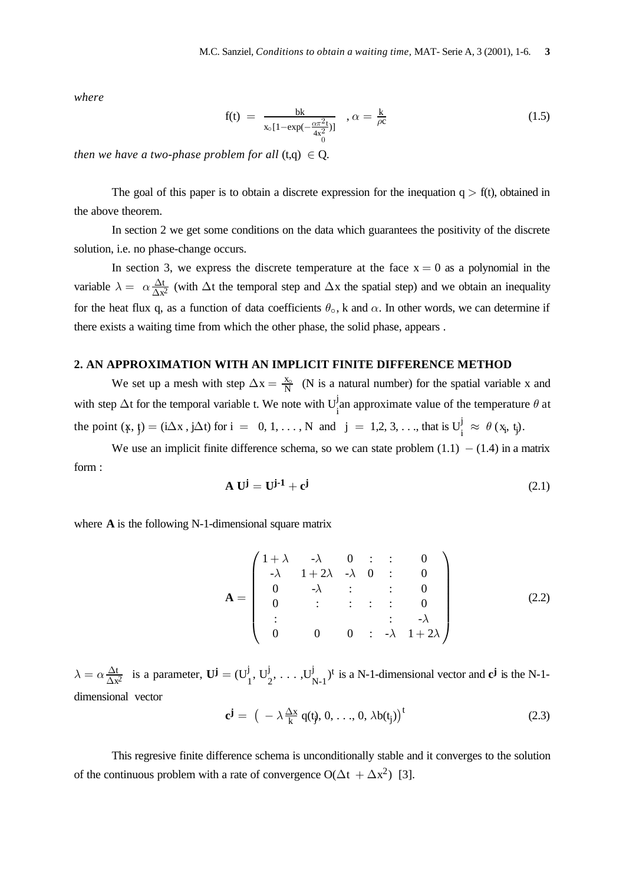*where*

$$f(t) = \frac{bk}{x_\circ[1-\exp(-\frac{\alpha\pi^2 t}{4x_0^2})]} \quad , \alpha = \frac{k}{\rho c} \tag{1.5}$$

*then we have a two-phase problem for all* $(t,q) \in Q$.

The goal of this paper is to obtain a discrete expression for the inequation $q > f(t)$, obtained in the above theorem.

In section 2 we get some conditions on the data which guarantees the positivity of the discrete solution, i.e. no phase-change occurs.

In section 3, we express the discrete temperature at the face $x = 0$ as a polynomial in the variable $\lambda = \alpha\frac{\Delta t}{\Delta x^2}$ (with $\Delta t$ the temporal step and $\Delta x$ the spatial step) and we obtain an inequality for the heat flux q, as a function of data coefficients $\theta_\circ$, k and $\alpha$. In other words, we can determine if there exists a waiting time from which the other phase, the solid phase, appears .

## 2. AN APPROXIMATION WITH AN IMPLICIT FINITE DIFFERENCE METHOD

We set up a mesh with step $\Delta x = \frac{x_\circ}{N}$ (N is a natural number) for the spatial variable x and with step $\Delta t$ for the temporal variable t. We note with $U_i^j$ an approximate value of the temperature $\theta$ at the point $(x_i, t_j) = (i\Delta x, j\Delta t)$ for $i = 0, 1, \ldots, N$ and $j = 1,2,3,\ldots$, that is $U_i^j \approx \theta(x_i, t_j)$.

We use an implicit finite difference schema, so we can state problem (1.1) $-$ (1.4) in a matrix form :

$$\mathbf{A}\,\mathbf{U^j} = \mathbf{U^{j-1}} + \mathbf{c^j} \tag{2.1}$$

where **A** is the following N-1-dimensional square matrix

$$\mathbf{A} = \begin{pmatrix} 1+\lambda & -\lambda & 0 & : & : & 0 \\ -\lambda & 1+2\lambda & -\lambda & 0 & : & 0 \\ 0 & -\lambda & : & & : & 0 \\ 0 & : & : & : & : & 0 \\ : & & & & : & -\lambda \\ 0 & 0 & 0 & : & -\lambda & 1+2\lambda \end{pmatrix} \tag{2.2}$$

$\lambda = \alpha\frac{\Delta t}{\Delta x^2}$ is a parameter, $\mathbf{U^j} = (U_1^j, U_2^j, \ldots, U_{N-1}^j)^t$ is a N-1-dimensional vector and $\mathbf{c^j}$ is the N-1-dimensional vector

$$\mathbf{c^j} = \left(-\lambda\frac{\Delta x}{k}\, q(t_j), 0, \ldots, 0, \lambda b(t_j)\right)^t \tag{2.3}$$

This regresive finite difference schema is unconditionally stable and it converges to the solution of the continuous problem with a rate of convergence $O(\Delta t + \Delta x^2)$ [3].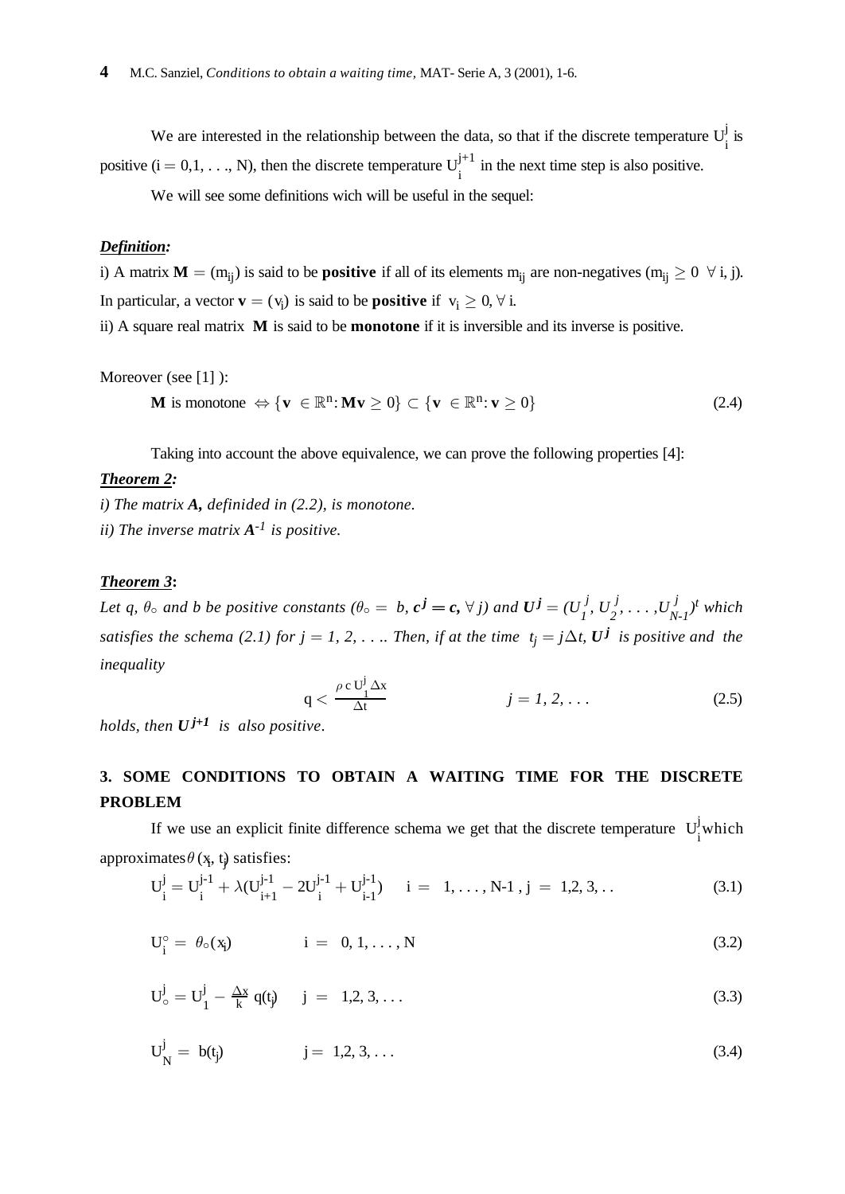We are interested in the relationship between the data, so that if the discrete temperature $U_i^j$ is positive ($i = 0,1, \ldots, N$), then the discrete temperature $U_i^{j+1}$ in the next time step is also positive.

We will see some definitions wich will be useful in the sequel:

***Definition:***

i) A matrix $\mathbf{M} = (m_{ij})$ is said to be **positive** if all of its elements $m_{ij}$ are non-negatives ($m_{ij} \geq 0 \ \forall$ i, j). In particular, a vector $\mathbf{v} = (v_i)$ is said to be **positive** if $v_i \geq 0, \forall$ i.

ii) A square real matrix $\mathbf{M}$ is said to be **monotone** if it is inversible and its inverse is positive.

Moreover (see [1] ):

$$\mathbf{M} \text{ is monotone } \Leftrightarrow \{\mathbf{v} \in \mathbb{R}^n : \mathbf{Mv} \geq 0\} \subset \{\mathbf{v} \in \mathbb{R}^n : \mathbf{v} \geq 0\} \tag{2.4}$$

Taking into account the above equivalence, we can prove the following properties [4]:

***Theorem 2:***

*i) The matrix $\boldsymbol{A}$, definided in (2.2), is monotone.*

*ii) The inverse matrix $\boldsymbol{A}^{-1}$ is positive.*

***Theorem 3*:**

*Let q, $\theta_\circ$ and b be positive constants ($\theta_\circ = b$, $\boldsymbol{c^j = c}$, $\forall$ j) and $\boldsymbol{U^j} = (U_1^j, U_2^j, \ldots, U_{N-1}^j)^t$ which satisfies the schema (2.1) for $j = 1, 2, \ldots$. Then, if at the time $t_j = j\Delta t$, $\boldsymbol{U^j}$ is positive and the inequality*

$$q < \frac{\rho \, c \, U_1^j \, \Delta x}{\Delta t} \qquad\qquad j = 1, 2, \ldots \tag{2.5}$$

*holds, then $\boldsymbol{U^{j+1}}$ is also positive.*

## 3. SOME CONDITIONS TO OBTAIN A WAITING TIME FOR THE DISCRETE PROBLEM

If we use an explicit finite difference schema we get that the discrete temperature $U_i^j$ which approximates $\theta(x_i, t_j)$ satisfies:

$$U_i^j = U_i^{j-1} + \lambda(U_{i+1}^{j-1} - 2U_i^{j-1} + U_{i-1}^{j-1}) \qquad i = 1, \ldots, N\text{-}1, \ j = 1,2,3,\ldots \tag{3.1}$$

$$U_i^\circ = \theta_\circ(x_i) \qquad\qquad i = 0, 1, \ldots, N \tag{3.2}$$

$$U_\circ^j = U_1^j - \frac{\Delta x}{k} \, q(t_j) \qquad j = 1,2,3,\ldots \tag{3.3}$$

$$U_N^j = b(t_j) \qquad\qquad j = 1,2,3,\ldots \tag{3.4}$$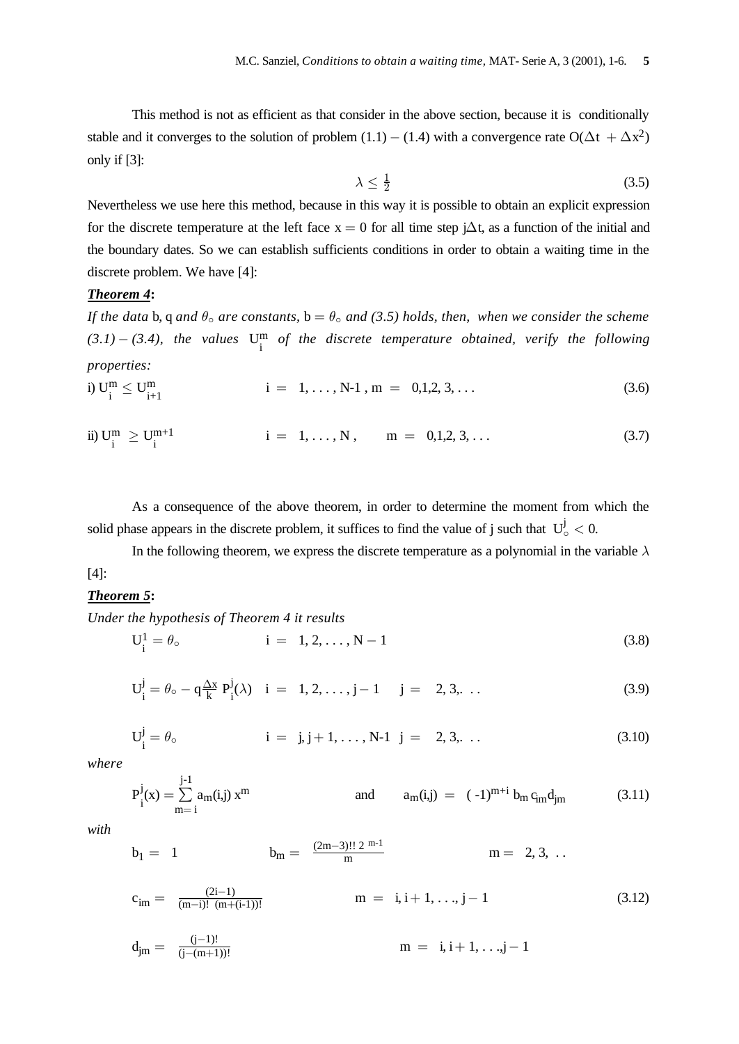This method is not as efficient as that consider in the above section, because it is conditionally stable and it converges to the solution of problem (1.1) – (1.4) with a convergence rate $O(\Delta t + \Delta x^2)$ only if [3]:

$$\lambda \leq \tfrac{1}{2} \tag{3.5}$$

Nevertheless we use here this method, because in this way it is possible to obtain an explicit expression for the discrete temperature at the left face $x = 0$ for all time step $j\Delta t$, as a function of the initial and the boundary dates. So we can establish sufficients conditions in order to obtain a waiting time in the discrete problem. We have [4]:

***Theorem 4*:**

*If the data* $b$, $q$ *and* $\theta_\circ$ *are constants,* $b = \theta_\circ$ *and (3.5) holds, then, when we consider the scheme (3.1) – (3.4), the values* $U_i^m$ *of the discrete temperature obtained, verify the following properties:*

$$\text{i) } U_i^m \leq U_{i+1}^m \qquad i = 1, \ldots, N\text{-}1,\ m = 0,1,2,3,\ldots \tag{3.6}$$

$$\text{ii) } U_i^m \geq U_i^{m+1} \qquad i = 1, \ldots, N,\quad m = 0,1,2,3,\ldots \tag{3.7}$$

As a consequence of the above theorem, in order to determine the moment from which the solid phase appears in the discrete problem, it suffices to find the value of j such that $U_\circ^j < 0$.

In the following theorem, we express the discrete temperature as a polynomial in the variable $\lambda$ [4]:

***Theorem 5*:**

*Under the hypothesis of Theorem 4 it results*

$$U_i^1 = \theta_\circ \qquad i = 1, 2, \ldots, N-1 \tag{3.8}$$

$$U_i^j = \theta_\circ - q\frac{\Delta x}{k} P_i^j(\lambda) \quad i = 1, 2, \ldots, j-1 \quad j = 2, 3, \ldots \tag{3.9}$$

$$U_i^j = \theta_\circ \qquad i = j, j+1, \ldots, N\text{-}1 \quad j = 2, 3, \ldots \tag{3.10}$$

*where*

$$P_i^j(x) = \sum_{m=i}^{j-1} a_m(i,j)\, x^m \qquad \text{and} \qquad a_m(i,j) = (-1)^{m+i}\, b_m\, c_{im} d_{jm} \tag{3.11}$$

*with*

$$b_1 = 1 \qquad b_m = \frac{(2m-3)!!\ 2^{\,m-1}}{m} \qquad m = 2, 3, \ldots$$

$$c_{im} = \frac{(2i-1)}{(m-i)!\ (m+(i-1))!} \qquad m = i, i+1, \ldots, j-1 \tag{3.12}$$

$$d_{jm} = \frac{(j-1)!}{(j-(m+1))!} \qquad m = i, i+1, \ldots, j-1$$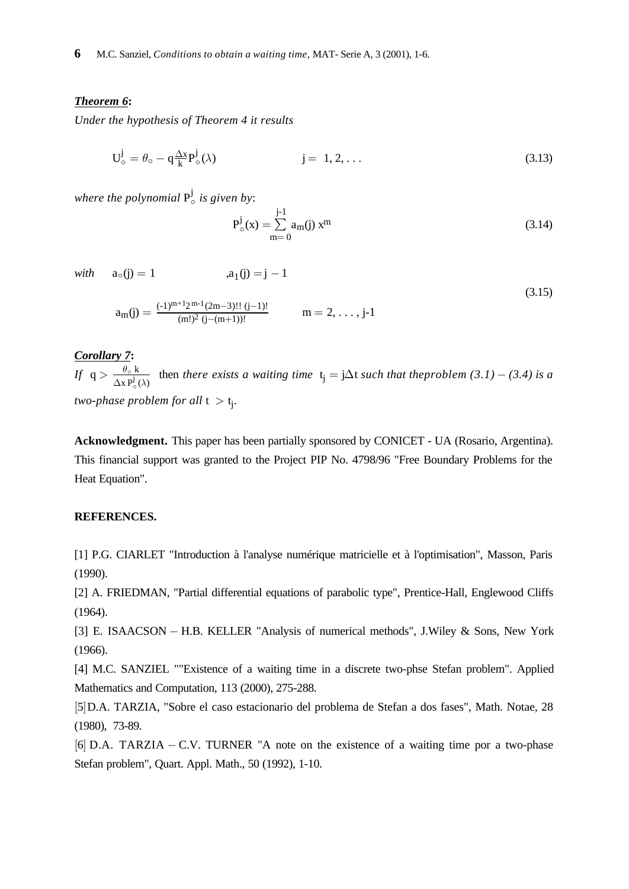***Theorem 6*:**

*Under the hypothesis of Theorem 4 it results*

$$U_\circ^j = \theta_\circ - q\frac{\Delta x}{k}P_\circ^j(\lambda) \qquad\qquad j = 1, 2, \ldots \tag{3.13}$$

*where the polynomial* $P_\circ^j$ *is given by*:

$$P_\circ^j(x) = \sum_{m=0}^{j-1} a_m(j)\, x^m \tag{3.14}$$

*with* $\quad a_\circ(j) = 1 \qquad\qquad ,a_1(j) = j - 1$

$$a_m(j) = \frac{(-1)^{m+1} 2^{m-1} (2m-3)!!\,(j-1)!}{(m!)^2\,(j-(m+1))!} \qquad m = 2, \ldots, j\text{-}1 \tag{3.15}$$

***Corollary 7*:**

*If* $q > \frac{\theta_\circ k}{\Delta x\, P_\circ^j(\lambda)}$ then *there exists a waiting time* $t_j = j\Delta t$ *such that theproblem (3.1) – (3.4) is a two-phase problem for all* $t > t_j$.

**Acknowledgment.** This paper has been partially sponsored by CONICET - UA (Rosario, Argentina). This financial support was granted to the Project PIP No. 4798/96 "Free Boundary Problems for the Heat Equation".

**REFERENCES.**

[1] P.G. CIARLET "Introduction à l'analyse numérique matricielle et à l'optimisation", Masson, Paris (1990).

[2] A. FRIEDMAN, "Partial differential equations of parabolic type", Prentice-Hall, Englewood Cliffs (1964).

[3] E. ISAACSON – H.B. KELLER "Analysis of numerical methods", J.Wiley & Sons, New York (1966).

[4] M.C. SANZIEL ""Existence of a waiting time in a discrete two-phse Stefan problem". Applied Mathematics and Computation, 113 (2000), 275-288.

[5] D.A. TARZIA, "Sobre el caso estacionario del problema de Stefan a dos fases", Math. Notae, 28 (1980), 73-89.

[6] D.A. TARZIA – C.V. TURNER "A note on the existence of a waiting time por a two-phase Stefan problem", Quart. Appl. Math., 50 (1992), 1-10.